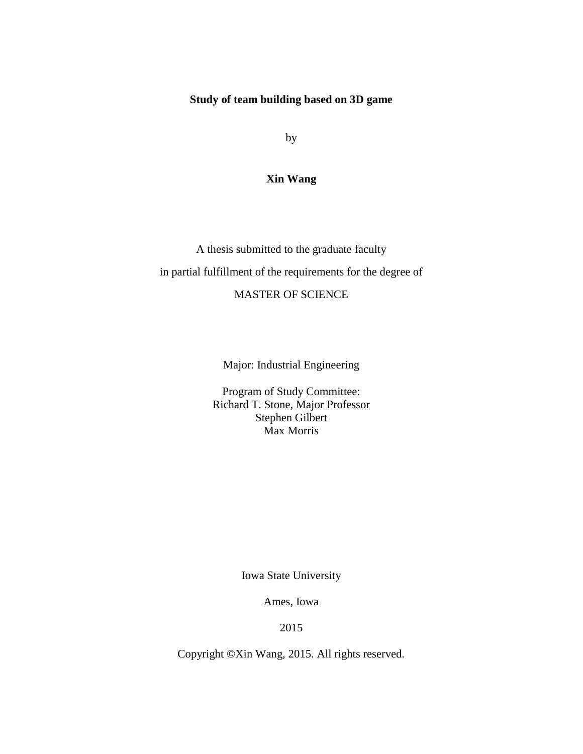**Study of team building based on 3D game**

by

**Xin Wang**

A thesis submitted to the graduate faculty

in partial fulfillment of the requirements for the degree of

MASTER OF SCIENCE

Major: Industrial Engineering

Program of Study Committee:
Richard T. Stone, Major Professor
Stephen Gilbert
Max Morris

Iowa State University

Ames, Iowa

2015

Copyright ©Xin Wang, 2015. All rights reserved.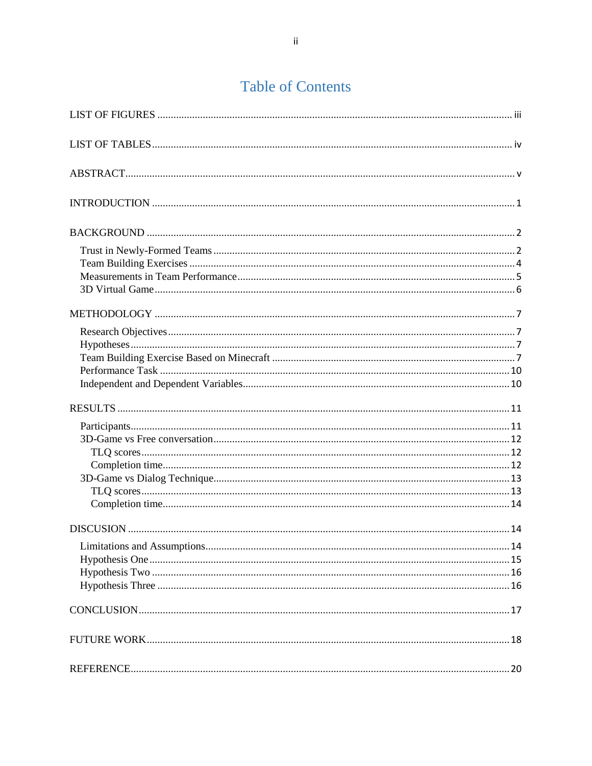# Table of Contents

LIST OF FIGURES ..... iii

LIST OF TABLES ..... iv

ABSTRACT ..... v

INTRODUCTION ..... 1

BACKGROUND ..... 2

- Trust in Newly-Formed Teams ..... 2
- Team Building Exercises ..... 4
- Measurements in Team Performance ..... 5
- 3D Virtual Game ..... 6

METHODOLOGY ..... 7

- Research Objectives ..... 7
- Hypotheses ..... 7
- Team Building Exercise Based on Minecraft ..... 7
- Performance Task ..... 10
- Independent and Dependent Variables ..... 10

RESULTS ..... 11

- Participants ..... 11
- 3D-Game vs Free conversation ..... 12
  - TLQ scores ..... 12
  - Completion time ..... 12
- 3D-Game vs Dialog Technique ..... 13
  - TLQ scores ..... 13
  - Completion time ..... 14

DISCUSION ..... 14

- Limitations and Assumptions ..... 14
- Hypothesis One ..... 15
- Hypothesis Two ..... 16
- Hypothesis Three ..... 16

CONCLUSION ..... 17

FUTURE WORK ..... 18

REFERENCE ..... 20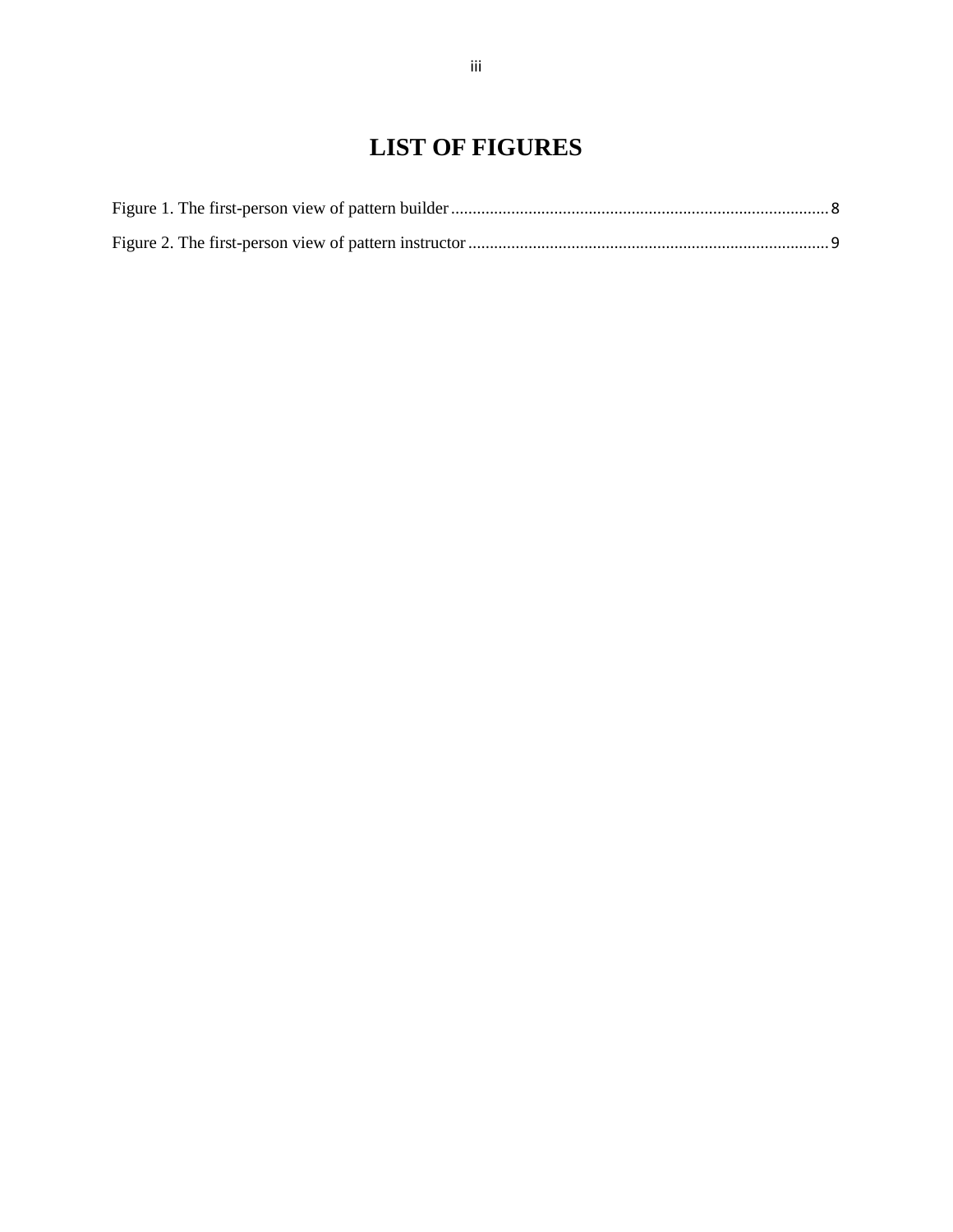# LIST OF FIGURES

Figure 1. The first-person view of pattern builder ........................................................................................ 8

Figure 2. The first-person view of pattern instructor ..................................................................................... 9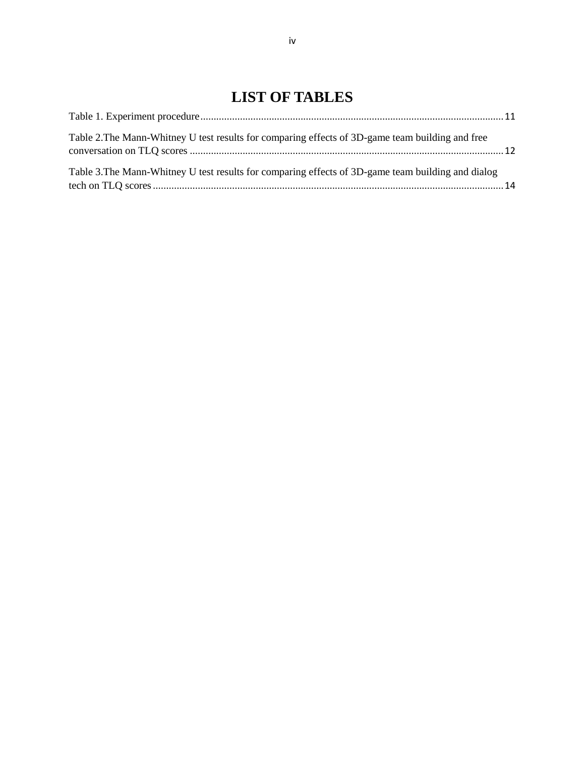# LIST OF TABLES

Table 1. Experiment procedure .................................................................................................................. 11

Table 2.The Mann-Whitney U test results for comparing effects of 3D-game team building and free conversation on TLQ scores ...................................................................................................................... 12

Table 3.The Mann-Whitney U test results for comparing effects of 3D-game team building and dialog tech on TLQ scores ..................................................................................................................................... 14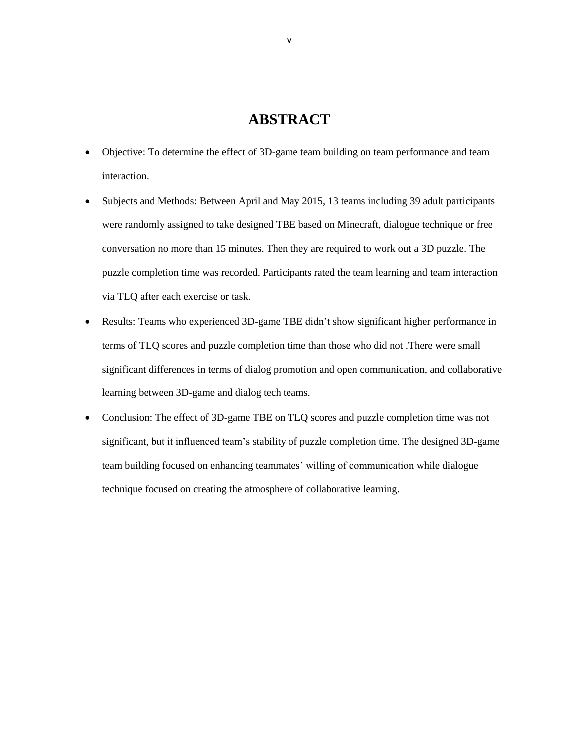# ABSTRACT

- Objective: To determine the effect of 3D-game team building on team performance and team interaction.
- Subjects and Methods: Between April and May 2015, 13 teams including 39 adult participants were randomly assigned to take designed TBE based on Minecraft, dialogue technique or free conversation no more than 15 minutes. Then they are required to work out a 3D puzzle. The puzzle completion time was recorded. Participants rated the team learning and team interaction via TLQ after each exercise or task.
- Results: Teams who experienced 3D-game TBE didn't show significant higher performance in terms of TLQ scores and puzzle completion time than those who did not .There were small significant differences in terms of dialog promotion and open communication, and collaborative learning between 3D-game and dialog tech teams.
- Conclusion: The effect of 3D-game TBE on TLQ scores and puzzle completion time was not significant, but it influenced team's stability of puzzle completion time. The designed 3D-game team building focused on enhancing teammates' willing of communication while dialogue technique focused on creating the atmosphere of collaborative learning.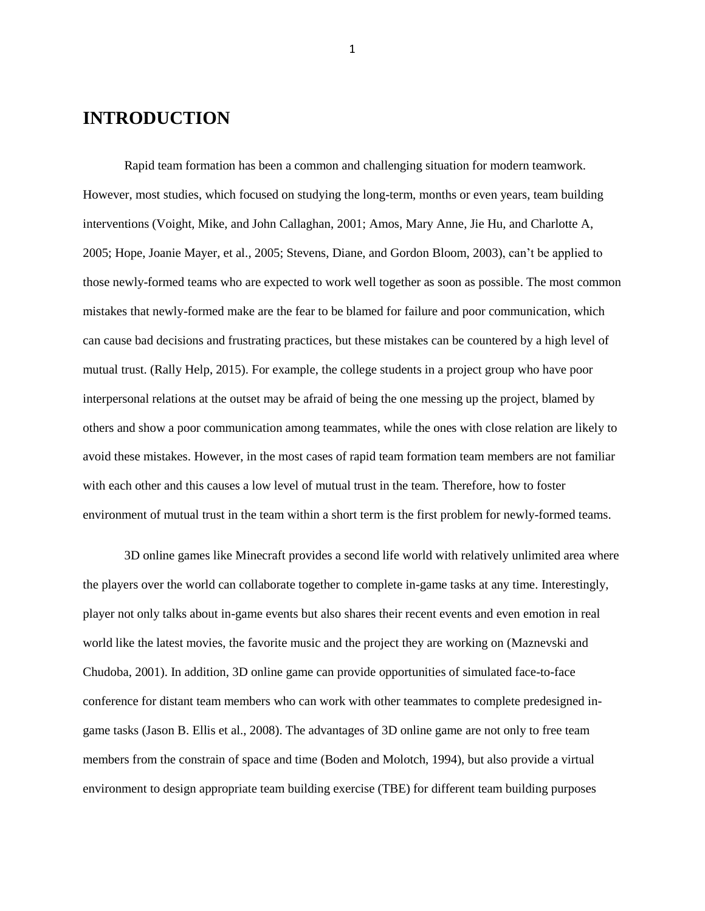# INTRODUCTION

Rapid team formation has been a common and challenging situation for modern teamwork. However, most studies, which focused on studying the long-term, months or even years, team building interventions (Voight, Mike, and John Callaghan, 2001; Amos, Mary Anne, Jie Hu, and Charlotte A, 2005; Hope, Joanie Mayer, et al., 2005; Stevens, Diane, and Gordon Bloom, 2003), can't be applied to those newly-formed teams who are expected to work well together as soon as possible. The most common mistakes that newly-formed make are the fear to be blamed for failure and poor communication, which can cause bad decisions and frustrating practices, but these mistakes can be countered by a high level of mutual trust. (Rally Help, 2015). For example, the college students in a project group who have poor interpersonal relations at the outset may be afraid of being the one messing up the project, blamed by others and show a poor communication among teammates, while the ones with close relation are likely to avoid these mistakes. However, in the most cases of rapid team formation team members are not familiar with each other and this causes a low level of mutual trust in the team. Therefore, how to foster environment of mutual trust in the team within a short term is the first problem for newly-formed teams.

3D online games like Minecraft provides a second life world with relatively unlimited area where the players over the world can collaborate together to complete in-game tasks at any time. Interestingly, player not only talks about in-game events but also shares their recent events and even emotion in real world like the latest movies, the favorite music and the project they are working on (Maznevski and Chudoba, 2001). In addition, 3D online game can provide opportunities of simulated face-to-face conference for distant team members who can work with other teammates to complete predesigned in-game tasks (Jason B. Ellis et al., 2008). The advantages of 3D online game are not only to free team members from the constrain of space and time (Boden and Molotch, 1994), but also provide a virtual environment to design appropriate team building exercise (TBE) for different team building purposes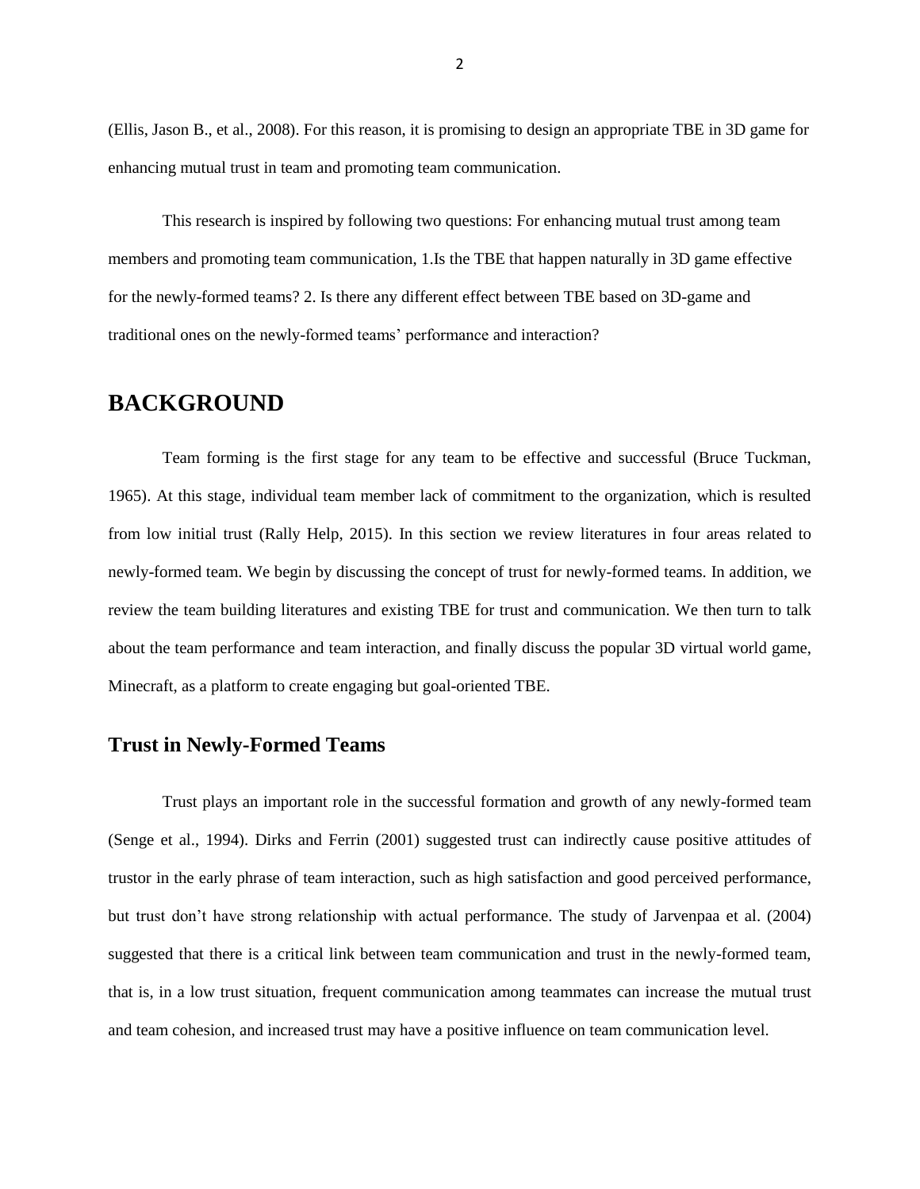(Ellis, Jason B., et al., 2008). For this reason, it is promising to design an appropriate TBE in 3D game for enhancing mutual trust in team and promoting team communication.

This research is inspired by following two questions: For enhancing mutual trust among team members and promoting team communication, 1.Is the TBE that happen naturally in 3D game effective for the newly-formed teams? 2. Is there any different effect between TBE based on 3D-game and traditional ones on the newly-formed teams' performance and interaction?

# BACKGROUND

Team forming is the first stage for any team to be effective and successful (Bruce Tuckman, 1965). At this stage, individual team member lack of commitment to the organization, which is resulted from low initial trust (Rally Help, 2015). In this section we review literatures in four areas related to newly-formed team. We begin by discussing the concept of trust for newly-formed teams. In addition, we review the team building literatures and existing TBE for trust and communication. We then turn to talk about the team performance and team interaction, and finally discuss the popular 3D virtual world game, Minecraft, as a platform to create engaging but goal-oriented TBE.

## Trust in Newly-Formed Teams

Trust plays an important role in the successful formation and growth of any newly-formed team (Senge et al., 1994). Dirks and Ferrin (2001) suggested trust can indirectly cause positive attitudes of trustor in the early phrase of team interaction, such as high satisfaction and good perceived performance, but trust don't have strong relationship with actual performance. The study of Jarvenpaa et al. (2004) suggested that there is a critical link between team communication and trust in the newly-formed team, that is, in a low trust situation, frequent communication among teammates can increase the mutual trust and team cohesion, and increased trust may have a positive influence on team communication level.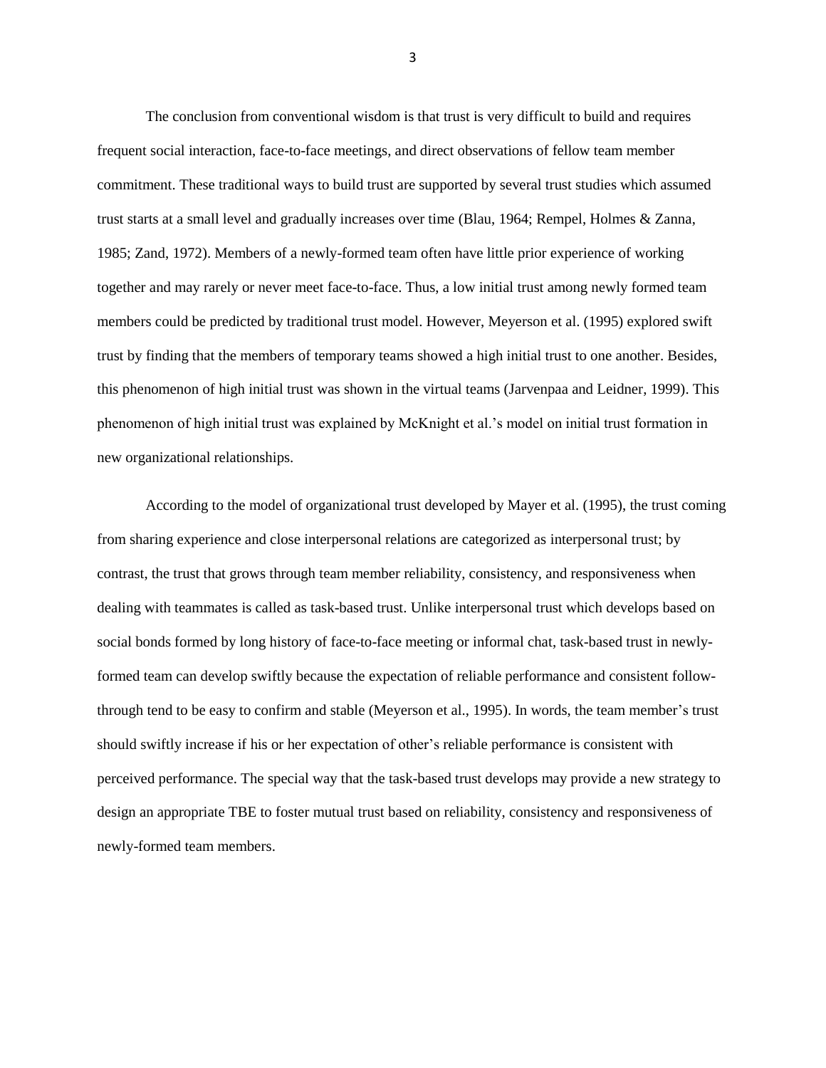The conclusion from conventional wisdom is that trust is very difficult to build and requires frequent social interaction, face-to-face meetings, and direct observations of fellow team member commitment. These traditional ways to build trust are supported by several trust studies which assumed trust starts at a small level and gradually increases over time (Blau, 1964; Rempel, Holmes & Zanna, 1985; Zand, 1972). Members of a newly-formed team often have little prior experience of working together and may rarely or never meet face-to-face. Thus, a low initial trust among newly formed team members could be predicted by traditional trust model. However, Meyerson et al. (1995) explored swift trust by finding that the members of temporary teams showed a high initial trust to one another. Besides, this phenomenon of high initial trust was shown in the virtual teams (Jarvenpaa and Leidner, 1999). This phenomenon of high initial trust was explained by McKnight et al.'s model on initial trust formation in new organizational relationships.

According to the model of organizational trust developed by Mayer et al. (1995), the trust coming from sharing experience and close interpersonal relations are categorized as interpersonal trust; by contrast, the trust that grows through team member reliability, consistency, and responsiveness when dealing with teammates is called as task-based trust. Unlike interpersonal trust which develops based on social bonds formed by long history of face-to-face meeting or informal chat, task-based trust in newly-formed team can develop swiftly because the expectation of reliable performance and consistent follow-through tend to be easy to confirm and stable (Meyerson et al., 1995). In words, the team member's trust should swiftly increase if his or her expectation of other's reliable performance is consistent with perceived performance. The special way that the task-based trust develops may provide a new strategy to design an appropriate TBE to foster mutual trust based on reliability, consistency and responsiveness of newly-formed team members.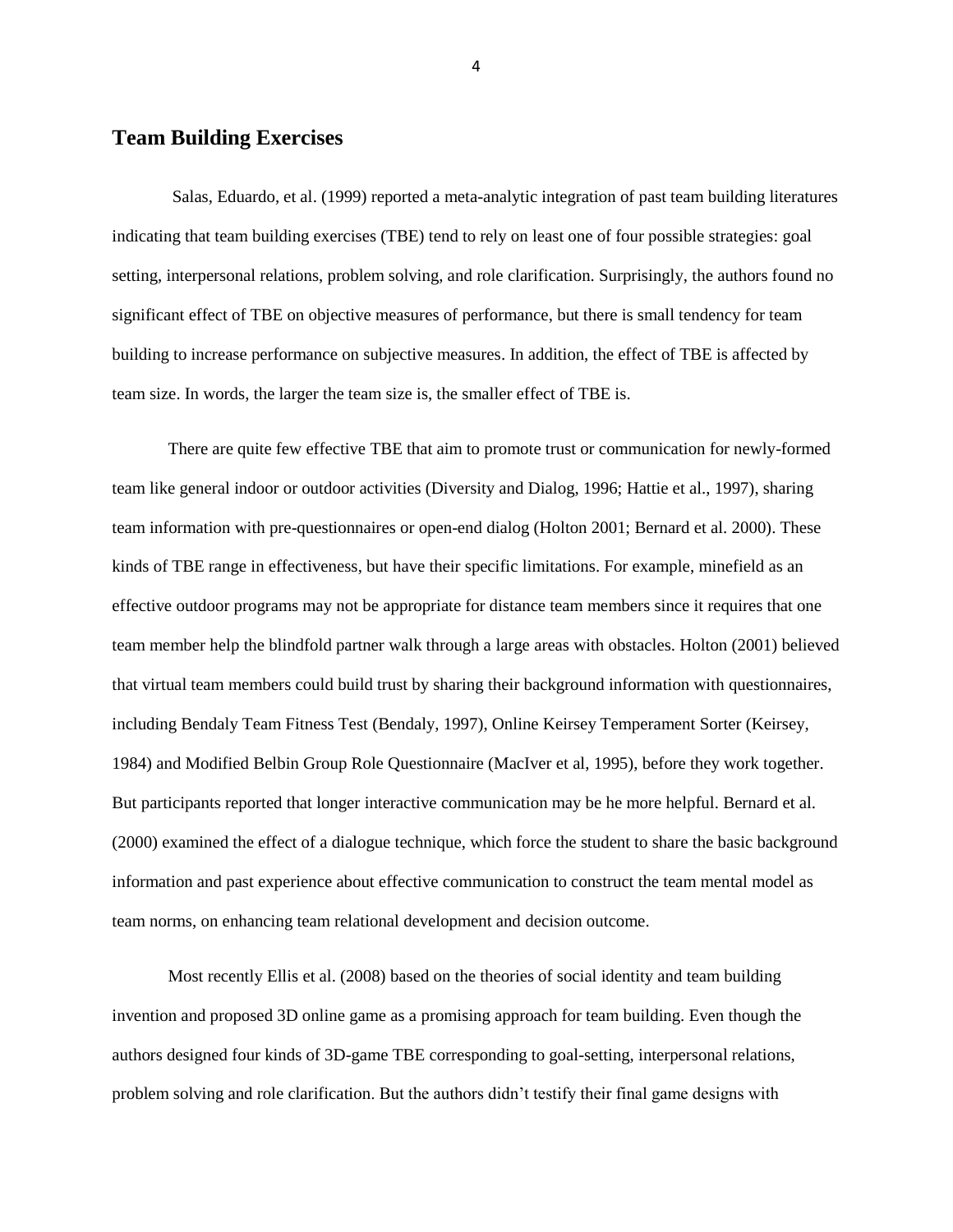## Team Building Exercises

Salas, Eduardo, et al. (1999) reported a meta-analytic integration of past team building literatures indicating that team building exercises (TBE) tend to rely on least one of four possible strategies: goal setting, interpersonal relations, problem solving, and role clarification. Surprisingly, the authors found no significant effect of TBE on objective measures of performance, but there is small tendency for team building to increase performance on subjective measures. In addition, the effect of TBE is affected by team size. In words, the larger the team size is, the smaller effect of TBE is.

There are quite few effective TBE that aim to promote trust or communication for newly-formed team like general indoor or outdoor activities (Diversity and Dialog, 1996; Hattie et al., 1997), sharing team information with pre-questionnaires or open-end dialog (Holton 2001; Bernard et al. 2000). These kinds of TBE range in effectiveness, but have their specific limitations. For example, minefield as an effective outdoor programs may not be appropriate for distance team members since it requires that one team member help the blindfold partner walk through a large areas with obstacles. Holton (2001) believed that virtual team members could build trust by sharing their background information with questionnaires, including Bendaly Team Fitness Test (Bendaly, 1997), Online Keirsey Temperament Sorter (Keirsey, 1984) and Modified Belbin Group Role Questionnaire (MacIver et al, 1995), before they work together. But participants reported that longer interactive communication may be he more helpful. Bernard et al. (2000) examined the effect of a dialogue technique, which force the student to share the basic background information and past experience about effective communication to construct the team mental model as team norms, on enhancing team relational development and decision outcome.

Most recently Ellis et al. (2008) based on the theories of social identity and team building invention and proposed 3D online game as a promising approach for team building. Even though the authors designed four kinds of 3D-game TBE corresponding to goal-setting, interpersonal relations, problem solving and role clarification. But the authors didn't testify their final game designs with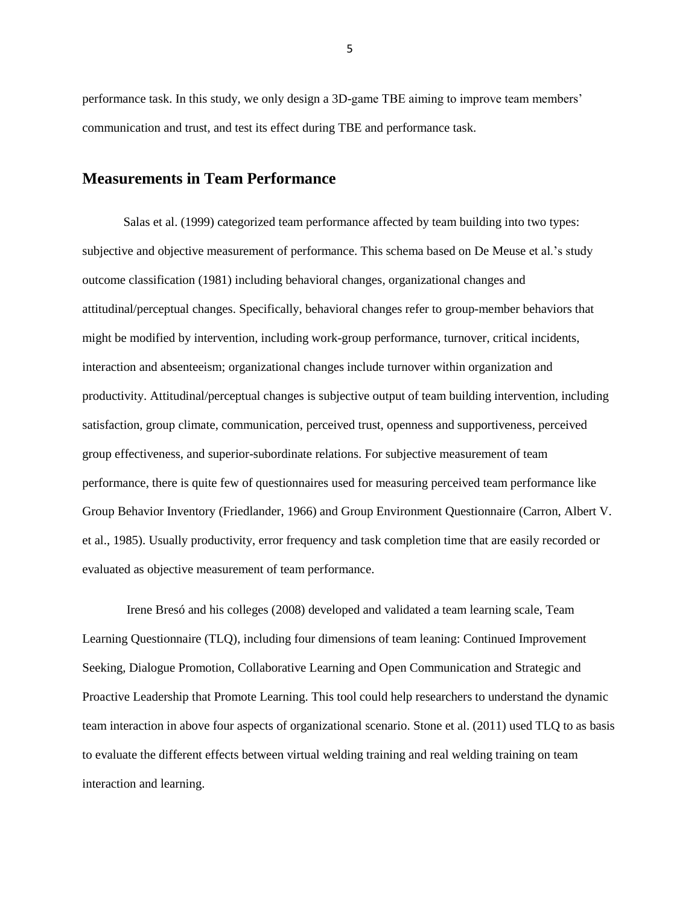performance task. In this study, we only design a 3D-game TBE aiming to improve team members' communication and trust, and test its effect during TBE and performance task.

## Measurements in Team Performance

Salas et al. (1999) categorized team performance affected by team building into two types: subjective and objective measurement of performance. This schema based on De Meuse et al.'s study outcome classification (1981) including behavioral changes, organizational changes and attitudinal/perceptual changes. Specifically, behavioral changes refer to group-member behaviors that might be modified by intervention, including work-group performance, turnover, critical incidents, interaction and absenteeism; organizational changes include turnover within organization and productivity. Attitudinal/perceptual changes is subjective output of team building intervention, including satisfaction, group climate, communication, perceived trust, openness and supportiveness, perceived group effectiveness, and superior-subordinate relations. For subjective measurement of team performance, there is quite few of questionnaires used for measuring perceived team performance like Group Behavior Inventory (Friedlander, 1966) and Group Environment Questionnaire (Carron, Albert V. et al., 1985). Usually productivity, error frequency and task completion time that are easily recorded or evaluated as objective measurement of team performance.

Irene Bresó and his colleges (2008) developed and validated a team learning scale, Team Learning Questionnaire (TLQ), including four dimensions of team leaning: Continued Improvement Seeking, Dialogue Promotion, Collaborative Learning and Open Communication and Strategic and Proactive Leadership that Promote Learning. This tool could help researchers to understand the dynamic team interaction in above four aspects of organizational scenario. Stone et al. (2011) used TLQ to as basis to evaluate the different effects between virtual welding training and real welding training on team interaction and learning.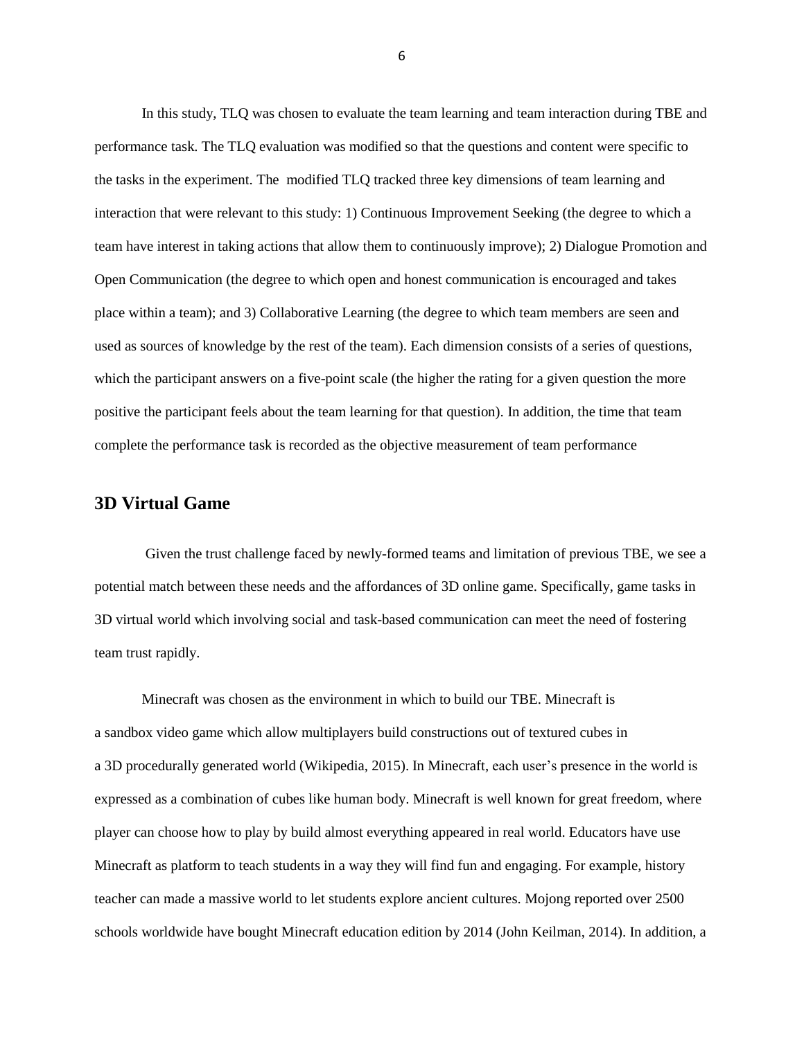In this study, TLQ was chosen to evaluate the team learning and team interaction during TBE and performance task. The TLQ evaluation was modified so that the questions and content were specific to the tasks in the experiment. The modified TLQ tracked three key dimensions of team learning and interaction that were relevant to this study: 1) Continuous Improvement Seeking (the degree to which a team have interest in taking actions that allow them to continuously improve); 2) Dialogue Promotion and Open Communication (the degree to which open and honest communication is encouraged and takes place within a team); and 3) Collaborative Learning (the degree to which team members are seen and used as sources of knowledge by the rest of the team). Each dimension consists of a series of questions, which the participant answers on a five-point scale (the higher the rating for a given question the more positive the participant feels about the team learning for that question). In addition, the time that team complete the performance task is recorded as the objective measurement of team performance

## 3D Virtual Game

Given the trust challenge faced by newly-formed teams and limitation of previous TBE, we see a potential match between these needs and the affordances of 3D online game. Specifically, game tasks in 3D virtual world which involving social and task-based communication can meet the need of fostering team trust rapidly.

Minecraft was chosen as the environment in which to build our TBE. Minecraft is a sandbox video game which allow multiplayers build constructions out of textured cubes in a 3D procedurally generated world (Wikipedia, 2015). In Minecraft, each user's presence in the world is expressed as a combination of cubes like human body. Minecraft is well known for great freedom, where player can choose how to play by build almost everything appeared in real world. Educators have use Minecraft as platform to teach students in a way they will find fun and engaging. For example, history teacher can made a massive world to let students explore ancient cultures. Mojong reported over 2500 schools worldwide have bought Minecraft education edition by 2014 (John Keilman, 2014). In addition, a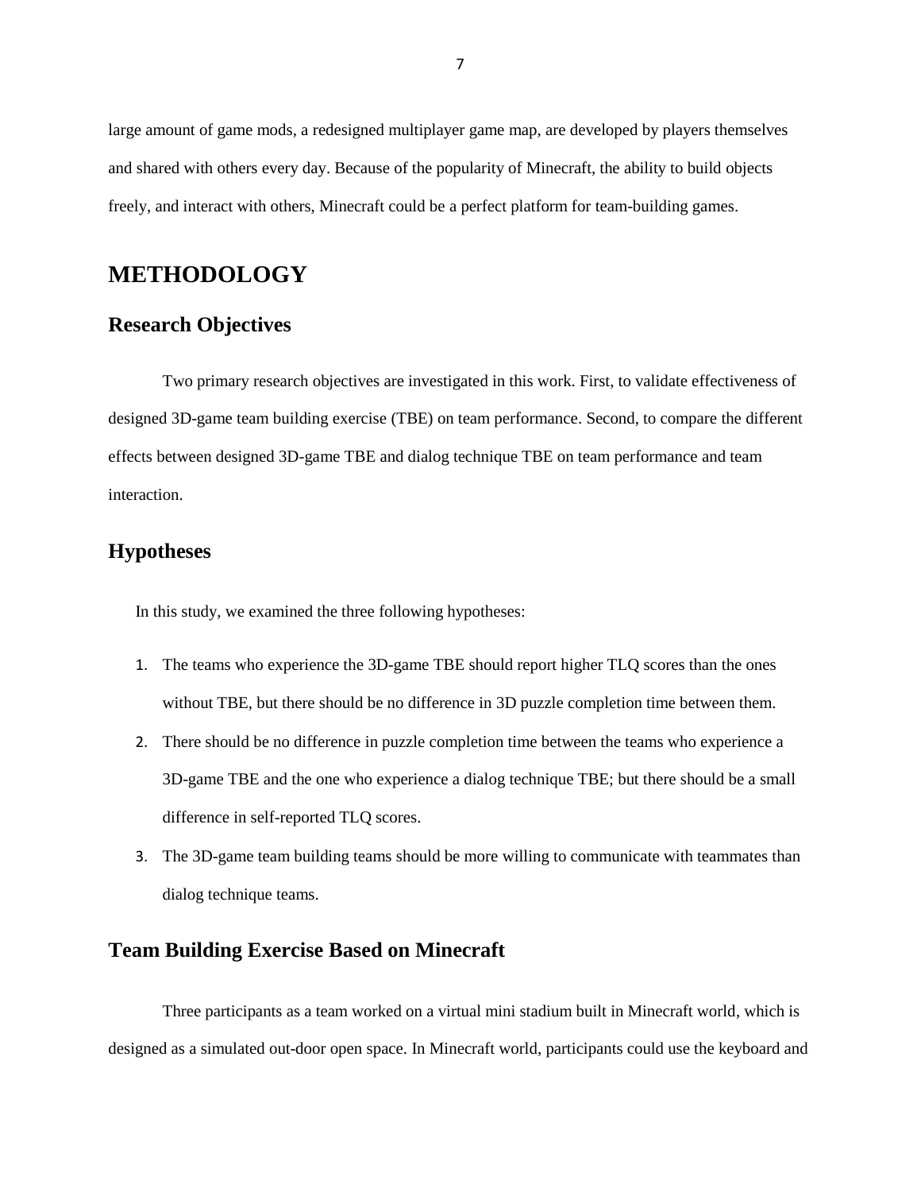large amount of game mods, a redesigned multiplayer game map, are developed by players themselves and shared with others every day. Because of the popularity of Minecraft, the ability to build objects freely, and interact with others, Minecraft could be a perfect platform for team-building games.

# METHODOLOGY

## Research Objectives

Two primary research objectives are investigated in this work. First, to validate effectiveness of designed 3D-game team building exercise (TBE) on team performance. Second, to compare the different effects between designed 3D-game TBE and dialog technique TBE on team performance and team interaction.

## Hypotheses

In this study, we examined the three following hypotheses:

1. The teams who experience the 3D-game TBE should report higher TLQ scores than the ones without TBE, but there should be no difference in 3D puzzle completion time between them.
2. There should be no difference in puzzle completion time between the teams who experience a 3D-game TBE and the one who experience a dialog technique TBE; but there should be a small difference in self-reported TLQ scores.
3. The 3D-game team building teams should be more willing to communicate with teammates than dialog technique teams.

## Team Building Exercise Based on Minecraft

Three participants as a team worked on a virtual mini stadium built in Minecraft world, which is designed as a simulated out-door open space. In Minecraft world, participants could use the keyboard and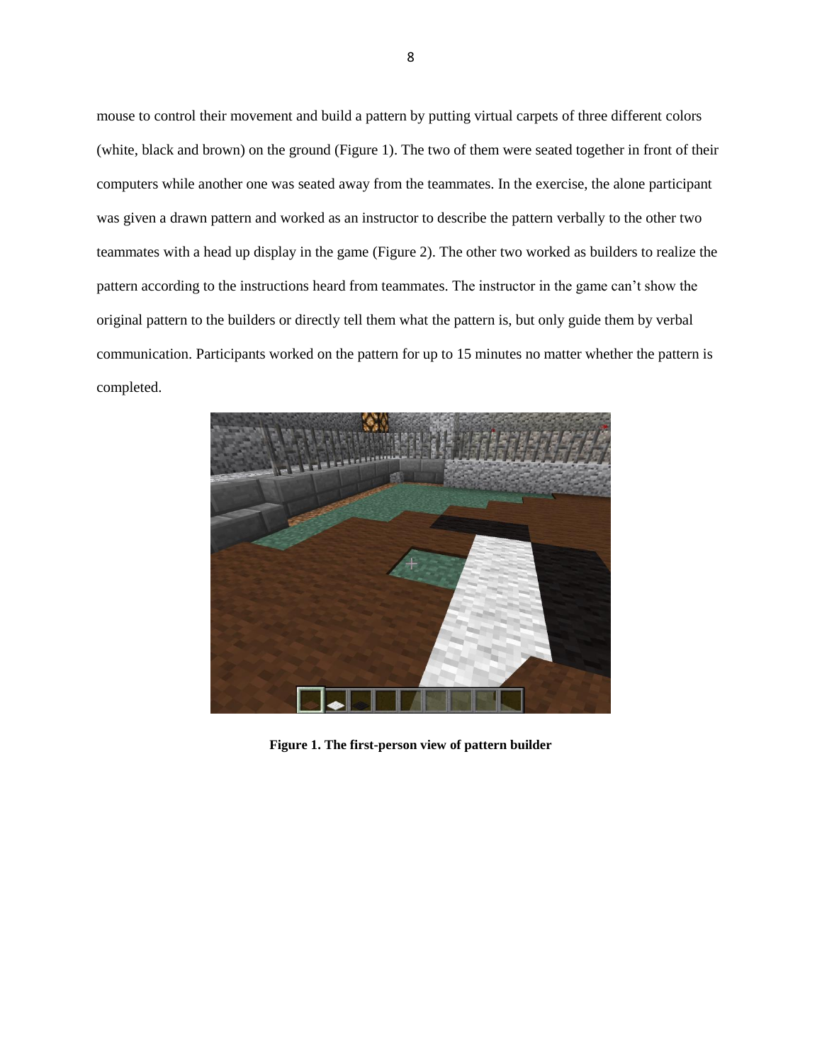mouse to control their movement and build a pattern by putting virtual carpets of three different colors (white, black and brown) on the ground (Figure 1). The two of them were seated together in front of their computers while another one was seated away from the teammates. In the exercise, the alone participant was given a drawn pattern and worked as an instructor to describe the pattern verbally to the other two teammates with a head up display in the game (Figure 2). The other two worked as builders to realize the pattern according to the instructions heard from teammates. The instructor in the game can't show the original pattern to the builders or directly tell them what the pattern is, but only guide them by verbal communication. Participants worked on the pattern for up to 15 minutes no matter whether the pattern is completed.

**Figure 1. The first-person view of pattern builder**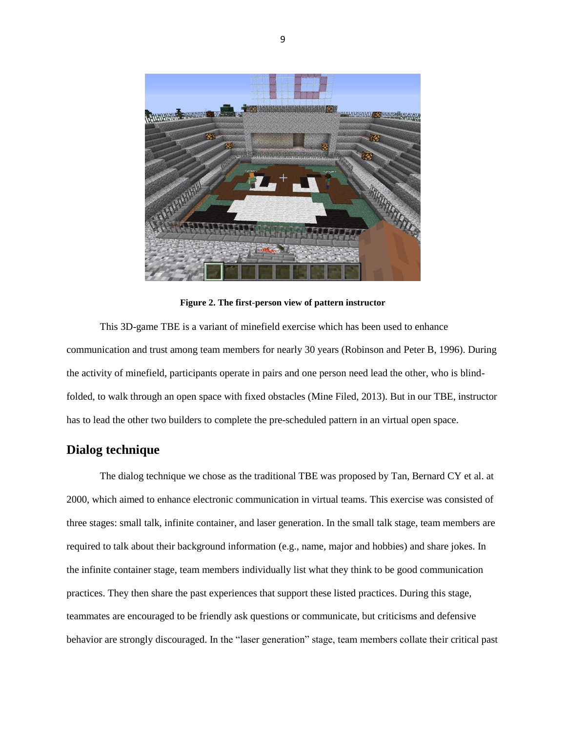**Figure 2. The first-person view of pattern instructor**

This 3D-game TBE is a variant of minefield exercise which has been used to enhance communication and trust among team members for nearly 30 years (Robinson and Peter B, 1996). During the activity of minefield, participants operate in pairs and one person need lead the other, who is blind-folded, to walk through an open space with fixed obstacles (Mine Filed, 2013). But in our TBE, instructor has to lead the other two builders to complete the pre-scheduled pattern in an virtual open space.

## Dialog technique

The dialog technique we chose as the traditional TBE was proposed by Tan, Bernard CY et al. at 2000, which aimed to enhance electronic communication in virtual teams. This exercise was consisted of three stages: small talk, infinite container, and laser generation. In the small talk stage, team members are required to talk about their background information (e.g., name, major and hobbies) and share jokes. In the infinite container stage, team members individually list what they think to be good communication practices. They then share the past experiences that support these listed practices. During this stage, teammates are encouraged to be friendly ask questions or communicate, but criticisms and defensive behavior are strongly discouraged. In the "laser generation" stage, team members collate their critical past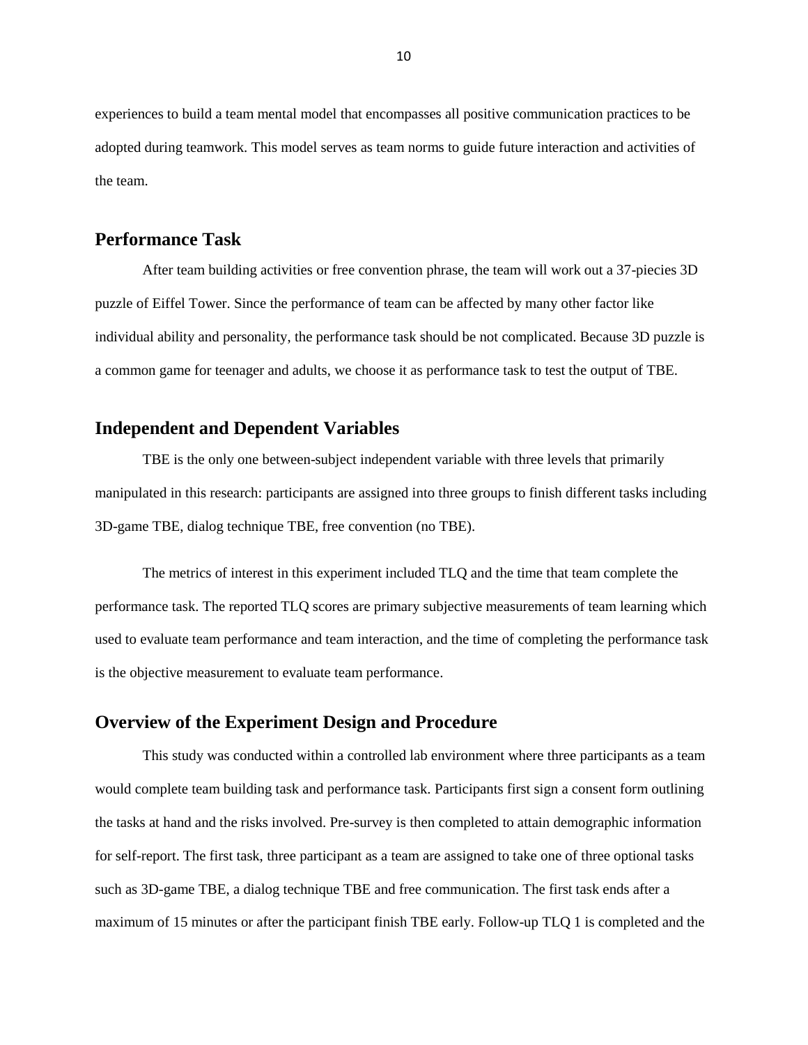experiences to build a team mental model that encompasses all positive communication practices to be adopted during teamwork. This model serves as team norms to guide future interaction and activities of the team.

## Performance Task

After team building activities or free convention phrase, the team will work out a 37-piecies 3D puzzle of Eiffel Tower. Since the performance of team can be affected by many other factor like individual ability and personality, the performance task should be not complicated. Because 3D puzzle is a common game for teenager and adults, we choose it as performance task to test the output of TBE.

## Independent and Dependent Variables

TBE is the only one between-subject independent variable with three levels that primarily manipulated in this research: participants are assigned into three groups to finish different tasks including 3D-game TBE, dialog technique TBE, free convention (no TBE).

The metrics of interest in this experiment included TLQ and the time that team complete the performance task. The reported TLQ scores are primary subjective measurements of team learning which used to evaluate team performance and team interaction, and the time of completing the performance task is the objective measurement to evaluate team performance.

## Overview of the Experiment Design and Procedure

This study was conducted within a controlled lab environment where three participants as a team would complete team building task and performance task. Participants first sign a consent form outlining the tasks at hand and the risks involved. Pre-survey is then completed to attain demographic information for self-report. The first task, three participant as a team are assigned to take one of three optional tasks such as 3D-game TBE, a dialog technique TBE and free communication. The first task ends after a maximum of 15 minutes or after the participant finish TBE early. Follow-up TLQ 1 is completed and the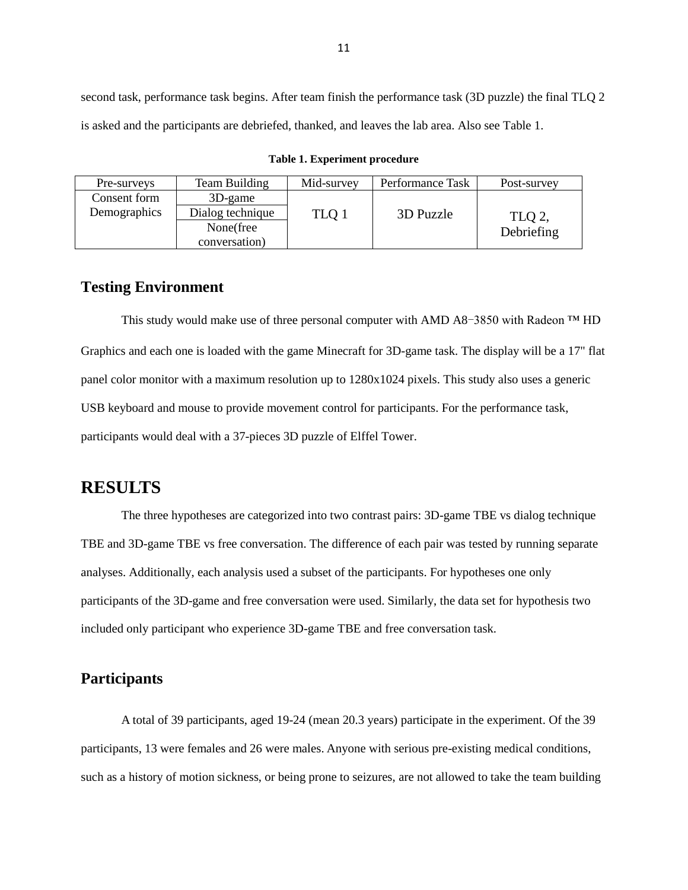second task, performance task begins. After team finish the performance task (3D puzzle) the final TLQ 2 is asked and the participants are debriefed, thanked, and leaves the lab area. Also see Table 1.

**Table 1. Experiment procedure**

| Pre-surveys | Team Building | Mid-survey | Performance Task | Post-survey |
|---|---|---|---|---|
| Consent form Demographics | 3D-game | TLQ 1 | 3D Puzzle | TLQ 2, Debriefing |
| | Dialog technique | | | |
| | None(free conversation) | | | |

## Testing Environment

This study would make use of three personal computer with AMD A8−3850 with Radeon ™ HD Graphics and each one is loaded with the game Minecraft for 3D-game task. The display will be a 17" flat panel color monitor with a maximum resolution up to 1280x1024 pixels. This study also uses a generic USB keyboard and mouse to provide movement control for participants. For the performance task, participants would deal with a 37-pieces 3D puzzle of Elffel Tower.

# RESULTS

The three hypotheses are categorized into two contrast pairs: 3D-game TBE vs dialog technique TBE and 3D-game TBE vs free conversation. The difference of each pair was tested by running separate analyses. Additionally, each analysis used a subset of the participants. For hypotheses one only participants of the 3D-game and free conversation were used. Similarly, the data set for hypothesis two included only participant who experience 3D-game TBE and free conversation task.

## Participants

A total of 39 participants, aged 19-24 (mean 20.3 years) participate in the experiment. Of the 39 participants, 13 were females and 26 were males. Anyone with serious pre-existing medical conditions, such as a history of motion sickness, or being prone to seizures, are not allowed to take the team building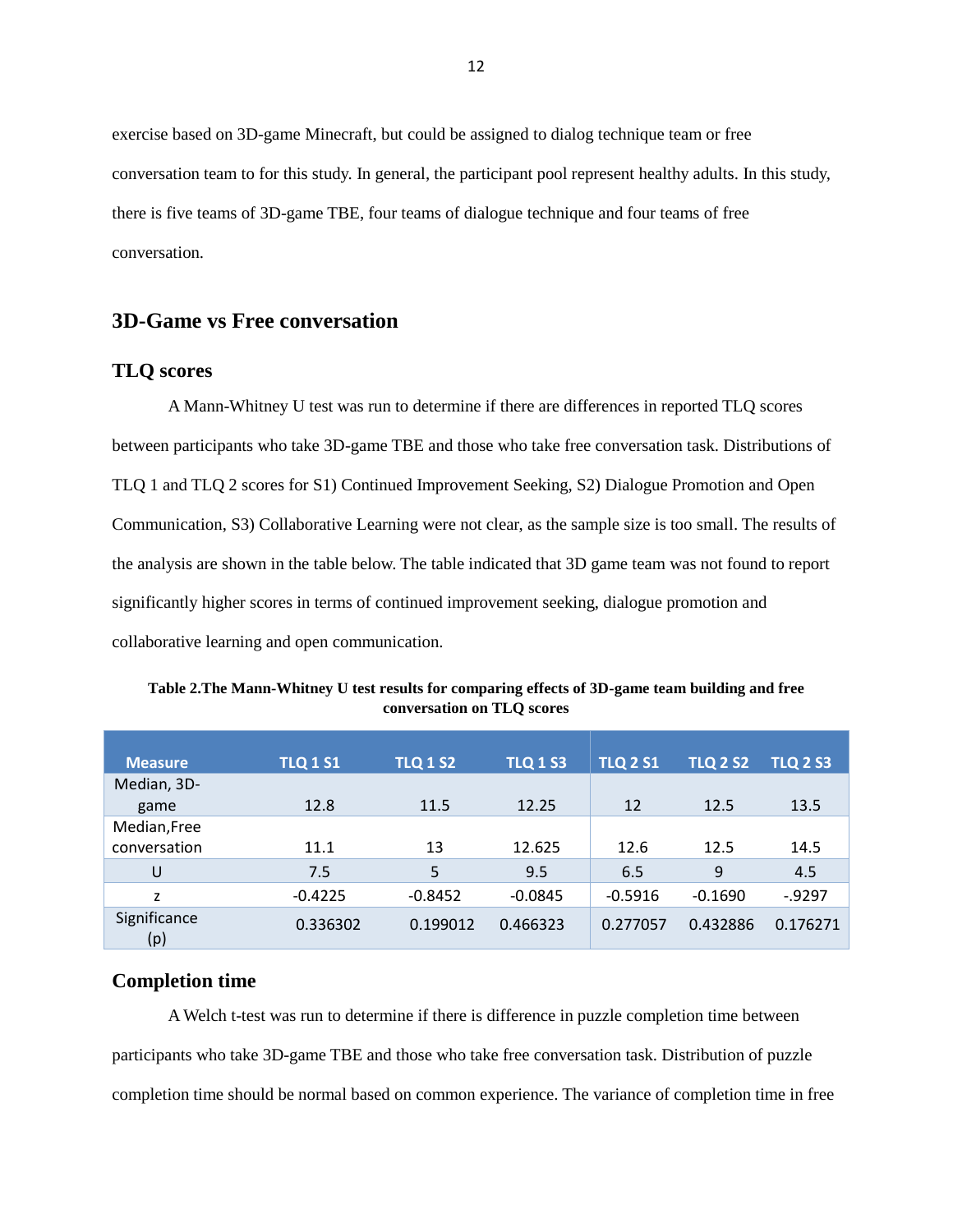exercise based on 3D-game Minecraft, but could be assigned to dialog technique team or free conversation team to for this study. In general, the participant pool represent healthy adults. In this study, there is five teams of 3D-game TBE, four teams of dialogue technique and four teams of free conversation.

## 3D-Game vs Free conversation

### TLQ scores

A Mann-Whitney U test was run to determine if there are differences in reported TLQ scores between participants who take 3D-game TBE and those who take free conversation task. Distributions of TLQ 1 and TLQ 2 scores for S1) Continued Improvement Seeking, S2) Dialogue Promotion and Open Communication, S3) Collaborative Learning were not clear, as the sample size is too small. The results of the analysis are shown in the table below. The table indicated that 3D game team was not found to report significantly higher scores in terms of continued improvement seeking, dialogue promotion and collaborative learning and open communication.

**Table 2.The Mann-Whitney U test results for comparing effects of 3D-game team building and free conversation on TLQ scores**

| Measure | TLQ 1 S1 | TLQ 1 S2 | TLQ 1 S3 | TLQ 2 S1 | TLQ 2 S2 | TLQ 2 S3 |
|---|---|---|---|---|---|---|
| Median, 3D-game | 12.8 | 11.5 | 12.25 | 12 | 12.5 | 13.5 |
| Median,Free conversation | 11.1 | 13 | 12.625 | 12.6 | 12.5 | 14.5 |
| U | 7.5 | 5 | 9.5 | 6.5 | 9 | 4.5 |
| z | -0.4225 | -0.8452 | -0.0845 | -0.5916 | -0.1690 | -.9297 |
| Significance (p) | 0.336302 | 0.199012 | 0.466323 | 0.277057 | 0.432886 | 0.176271 |

### Completion time

A Welch t-test was run to determine if there is difference in puzzle completion time between participants who take 3D-game TBE and those who take free conversation task. Distribution of puzzle completion time should be normal based on common experience. The variance of completion time in free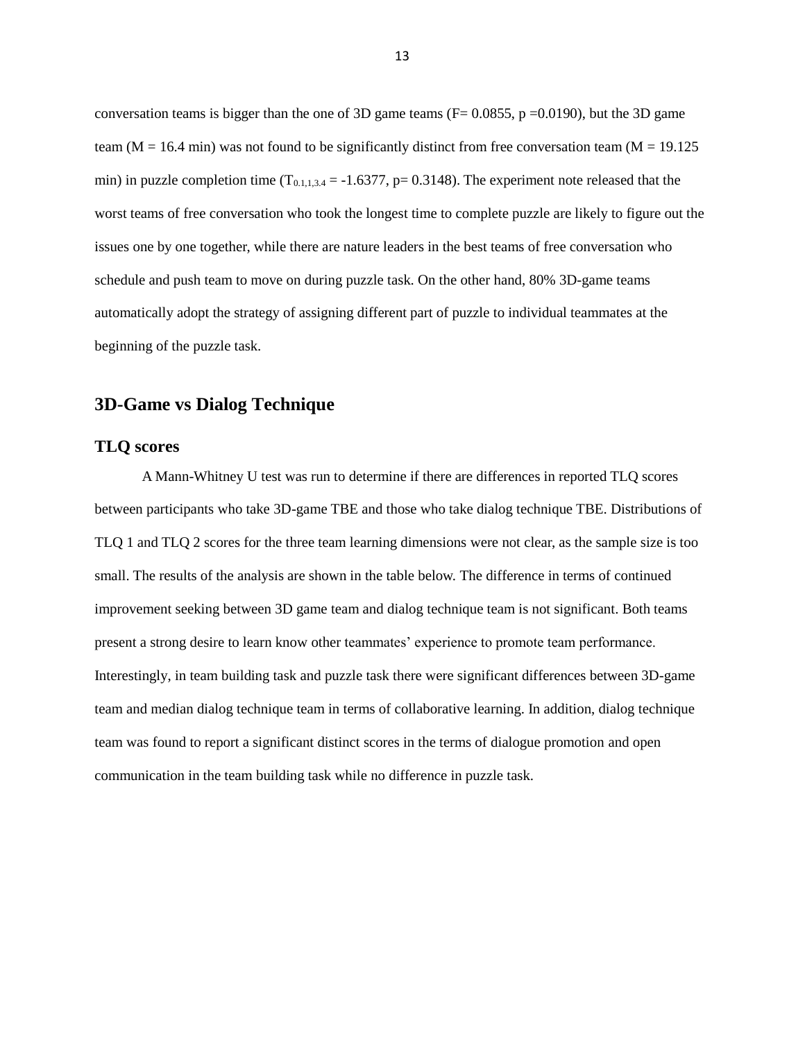conversation teams is bigger than the one of 3D game teams ($F= 0.0855$, $p =0.0190$), but the 3D game team ($M = 16.4$ min) was not found to be significantly distinct from free conversation team ($M = 19.125$ min) in puzzle completion time ($T_{0.1,1,3.4} = -1.6377$, $p= 0.3148$). The experiment note released that the worst teams of free conversation who took the longest time to complete puzzle are likely to figure out the issues one by one together, while there are nature leaders in the best teams of free conversation who schedule and push team to move on during puzzle task. On the other hand, 80% 3D-game teams automatically adopt the strategy of assigning different part of puzzle to individual teammates at the beginning of the puzzle task.

## 3D-Game vs Dialog Technique

### TLQ scores

A Mann-Whitney U test was run to determine if there are differences in reported TLQ scores between participants who take 3D-game TBE and those who take dialog technique TBE. Distributions of TLQ 1 and TLQ 2 scores for the three team learning dimensions were not clear, as the sample size is too small. The results of the analysis are shown in the table below. The difference in terms of continued improvement seeking between 3D game team and dialog technique team is not significant. Both teams present a strong desire to learn know other teammates' experience to promote team performance. Interestingly, in team building task and puzzle task there were significant differences between 3D-game team and median dialog technique team in terms of collaborative learning. In addition, dialog technique team was found to report a significant distinct scores in the terms of dialogue promotion and open communication in the team building task while no difference in puzzle task.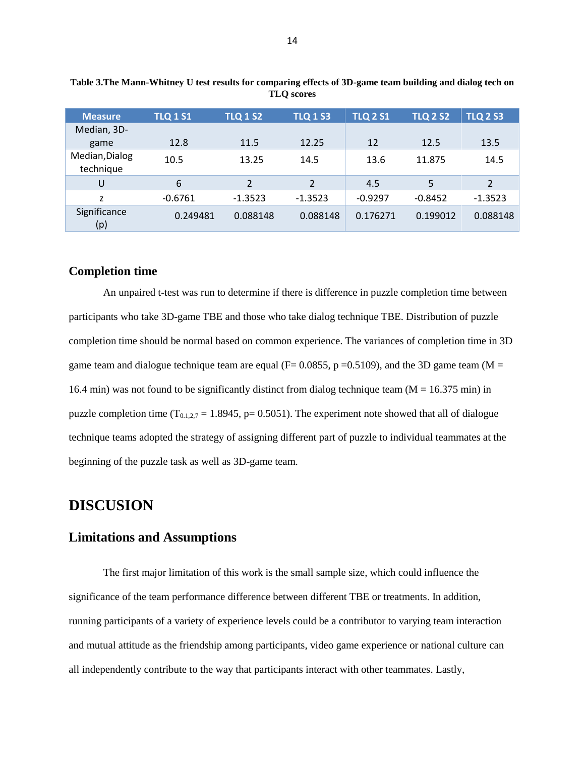**Table 3.The Mann-Whitney U test results for comparing effects of 3D-game team building and dialog tech on TLQ scores**

| Measure | TLQ 1 S1 | TLQ 1 S2 | TLQ 1 S3 | TLQ 2 S1 | TLQ 2 S2 | TLQ 2 S3 |
|---|---|---|---|---|---|---|
| Median, 3D-game | 12.8 | 11.5 | 12.25 | 12 | 12.5 | 13.5 |
| Median,Dialog technique | 10.5 | 13.25 | 14.5 | 13.6 | 11.875 | 14.5 |
| U | 6 | 2 | 2 | 4.5 | 5 | 2 |
| z | -0.6761 | -1.3523 | -1.3523 | -0.9297 | -0.8452 | -1.3523 |
| Significance (p) | 0.249481 | 0.088148 | 0.088148 | 0.176271 | 0.199012 | 0.088148 |

### Completion time

An unpaired t-test was run to determine if there is difference in puzzle completion time between participants who take 3D-game TBE and those who take dialog technique TBE. Distribution of puzzle completion time should be normal based on common experience. The variances of completion time in 3D game team and dialogue technique team are equal ($F= 0.0855$, $p =0.5109$), and the 3D game team ($M = 16.4$ min) was not found to be significantly distinct from dialog technique team ($M = 16.375$ min) in puzzle completion time ($T_{0.1,2,7} = 1.8945$, $p= 0.5051$). The experiment note showed that all of dialogue technique teams adopted the strategy of assigning different part of puzzle to individual teammates at the beginning of the puzzle task as well as 3D-game team.

## DISCUSION

### Limitations and Assumptions

The first major limitation of this work is the small sample size, which could influence the significance of the team performance difference between different TBE or treatments. In addition, running participants of a variety of experience levels could be a contributor to varying team interaction and mutual attitude as the friendship among participants, video game experience or national culture can all independently contribute to the way that participants interact with other teammates. Lastly,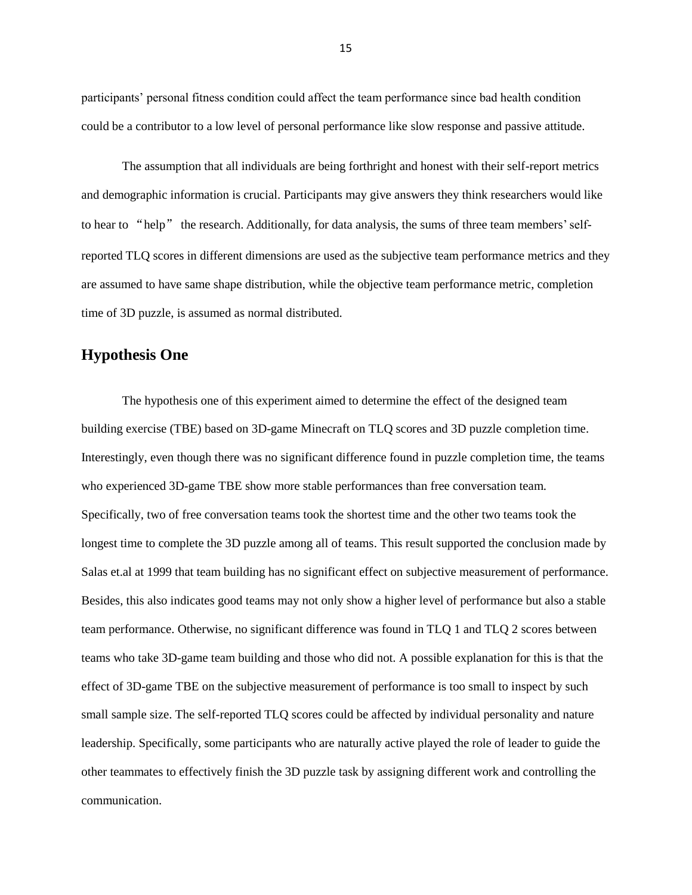participants' personal fitness condition could affect the team performance since bad health condition could be a contributor to a low level of personal performance like slow response and passive attitude.

The assumption that all individuals are being forthright and honest with their self-report metrics and demographic information is crucial. Participants may give answers they think researchers would like to hear to "help" the research. Additionally, for data analysis, the sums of three team members' self-reported TLQ scores in different dimensions are used as the subjective team performance metrics and they are assumed to have same shape distribution, while the objective team performance metric, completion time of 3D puzzle, is assumed as normal distributed.

## Hypothesis One

The hypothesis one of this experiment aimed to determine the effect of the designed team building exercise (TBE) based on 3D-game Minecraft on TLQ scores and 3D puzzle completion time. Interestingly, even though there was no significant difference found in puzzle completion time, the teams who experienced 3D-game TBE show more stable performances than free conversation team. Specifically, two of free conversation teams took the shortest time and the other two teams took the longest time to complete the 3D puzzle among all of teams. This result supported the conclusion made by Salas et.al at 1999 that team building has no significant effect on subjective measurement of performance. Besides, this also indicates good teams may not only show a higher level of performance but also a stable team performance. Otherwise, no significant difference was found in TLQ 1 and TLQ 2 scores between teams who take 3D-game team building and those who did not. A possible explanation for this is that the effect of 3D-game TBE on the subjective measurement of performance is too small to inspect by such small sample size. The self-reported TLQ scores could be affected by individual personality and nature leadership. Specifically, some participants who are naturally active played the role of leader to guide the other teammates to effectively finish the 3D puzzle task by assigning different work and controlling the communication.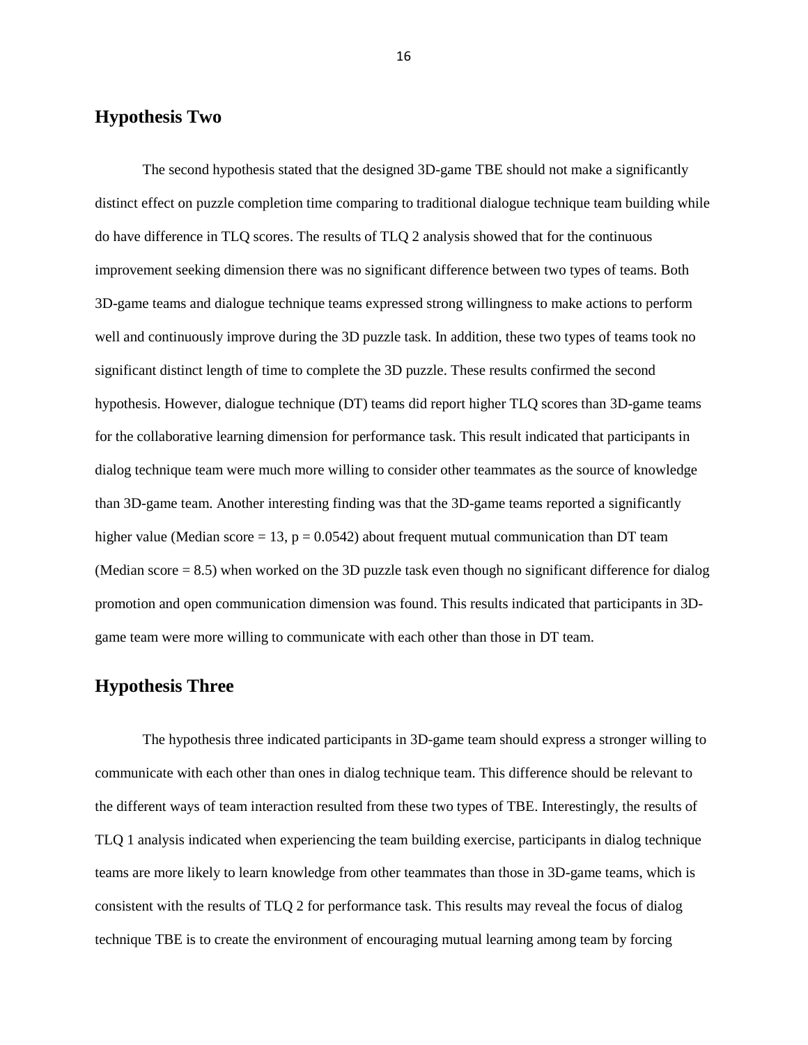## Hypothesis Two

The second hypothesis stated that the designed 3D-game TBE should not make a significantly distinct effect on puzzle completion time comparing to traditional dialogue technique team building while do have difference in TLQ scores. The results of TLQ 2 analysis showed that for the continuous improvement seeking dimension there was no significant difference between two types of teams. Both 3D-game teams and dialogue technique teams expressed strong willingness to make actions to perform well and continuously improve during the 3D puzzle task. In addition, these two types of teams took no significant distinct length of time to complete the 3D puzzle. These results confirmed the second hypothesis. However, dialogue technique (DT) teams did report higher TLQ scores than 3D-game teams for the collaborative learning dimension for performance task. This result indicated that participants in dialog technique team were much more willing to consider other teammates as the source of knowledge than 3D-game team. Another interesting finding was that the 3D-game teams reported a significantly higher value (Median score = 13, $p = 0.0542$) about frequent mutual communication than DT team (Median score = 8.5) when worked on the 3D puzzle task even though no significant difference for dialog promotion and open communication dimension was found. This results indicated that participants in 3D-game team were more willing to communicate with each other than those in DT team.

## Hypothesis Three

The hypothesis three indicated participants in 3D-game team should express a stronger willing to communicate with each other than ones in dialog technique team. This difference should be relevant to the different ways of team interaction resulted from these two types of TBE. Interestingly, the results of TLQ 1 analysis indicated when experiencing the team building exercise, participants in dialog technique teams are more likely to learn knowledge from other teammates than those in 3D-game teams, which is consistent with the results of TLQ 2 for performance task. This results may reveal the focus of dialog technique TBE is to create the environment of encouraging mutual learning among team by forcing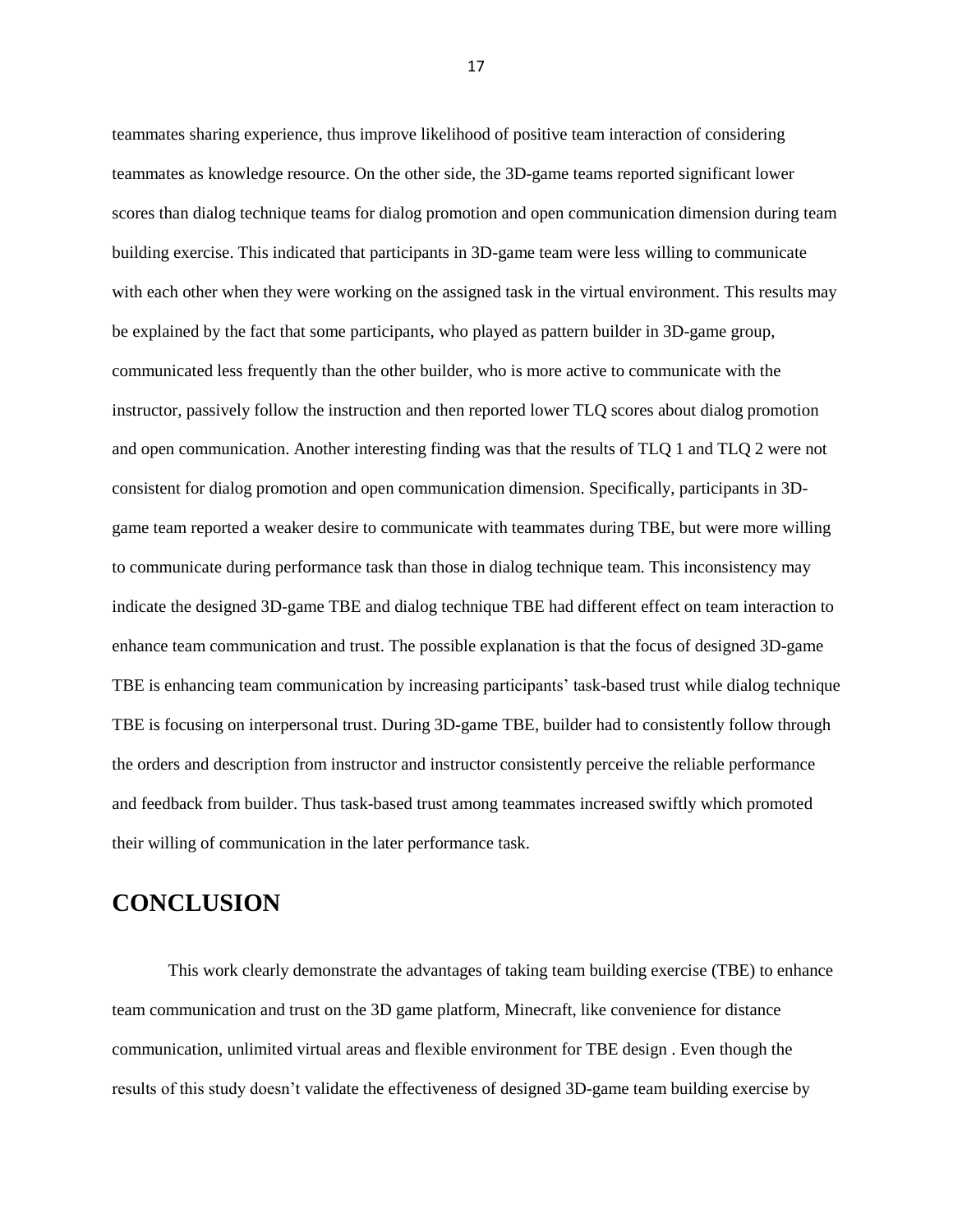teammates sharing experience, thus improve likelihood of positive team interaction of considering teammates as knowledge resource. On the other side, the 3D-game teams reported significant lower scores than dialog technique teams for dialog promotion and open communication dimension during team building exercise. This indicated that participants in 3D-game team were less willing to communicate with each other when they were working on the assigned task in the virtual environment. This results may be explained by the fact that some participants, who played as pattern builder in 3D-game group, communicated less frequently than the other builder, who is more active to communicate with the instructor, passively follow the instruction and then reported lower TLQ scores about dialog promotion and open communication. Another interesting finding was that the results of TLQ 1 and TLQ 2 were not consistent for dialog promotion and open communication dimension. Specifically, participants in 3D-game team reported a weaker desire to communicate with teammates during TBE, but were more willing to communicate during performance task than those in dialog technique team. This inconsistency may indicate the designed 3D-game TBE and dialog technique TBE had different effect on team interaction to enhance team communication and trust. The possible explanation is that the focus of designed 3D-game TBE is enhancing team communication by increasing participants' task-based trust while dialog technique TBE is focusing on interpersonal trust. During 3D-game TBE, builder had to consistently follow through the orders and description from instructor and instructor consistently perceive the reliable performance and feedback from builder. Thus task-based trust among teammates increased swiftly which promoted their willing of communication in the later performance task.

# CONCLUSION

This work clearly demonstrate the advantages of taking team building exercise (TBE) to enhance team communication and trust on the 3D game platform, Minecraft, like convenience for distance communication, unlimited virtual areas and flexible environment for TBE design . Even though the results of this study doesn't validate the effectiveness of designed 3D-game team building exercise by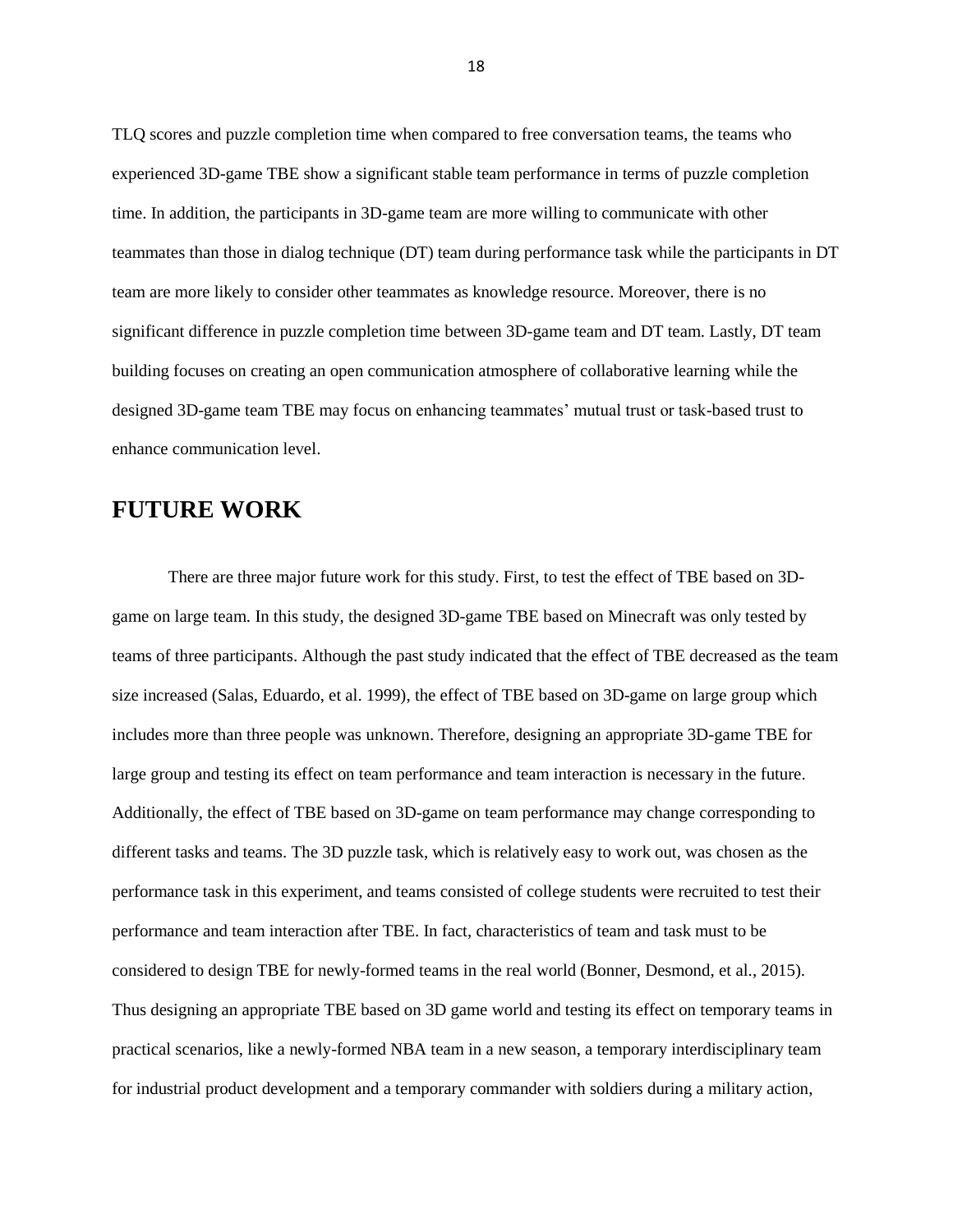TLQ scores and puzzle completion time when compared to free conversation teams, the teams who experienced 3D-game TBE show a significant stable team performance in terms of puzzle completion time. In addition, the participants in 3D-game team are more willing to communicate with other teammates than those in dialog technique (DT) team during performance task while the participants in DT team are more likely to consider other teammates as knowledge resource. Moreover, there is no significant difference in puzzle completion time between 3D-game team and DT team. Lastly, DT team building focuses on creating an open communication atmosphere of collaborative learning while the designed 3D-game team TBE may focus on enhancing teammates' mutual trust or task-based trust to enhance communication level.

## FUTURE WORK

There are three major future work for this study. First, to test the effect of TBE based on 3D-game on large team. In this study, the designed 3D-game TBE based on Minecraft was only tested by teams of three participants. Although the past study indicated that the effect of TBE decreased as the team size increased (Salas, Eduardo, et al. 1999), the effect of TBE based on 3D-game on large group which includes more than three people was unknown. Therefore, designing an appropriate 3D-game TBE for large group and testing its effect on team performance and team interaction is necessary in the future. Additionally, the effect of TBE based on 3D-game on team performance may change corresponding to different tasks and teams. The 3D puzzle task, which is relatively easy to work out, was chosen as the performance task in this experiment, and teams consisted of college students were recruited to test their performance and team interaction after TBE. In fact, characteristics of team and task must to be considered to design TBE for newly-formed teams in the real world (Bonner, Desmond, et al., 2015). Thus designing an appropriate TBE based on 3D game world and testing its effect on temporary teams in practical scenarios, like a newly-formed NBA team in a new season, a temporary interdisciplinary team for industrial product development and a temporary commander with soldiers during a military action,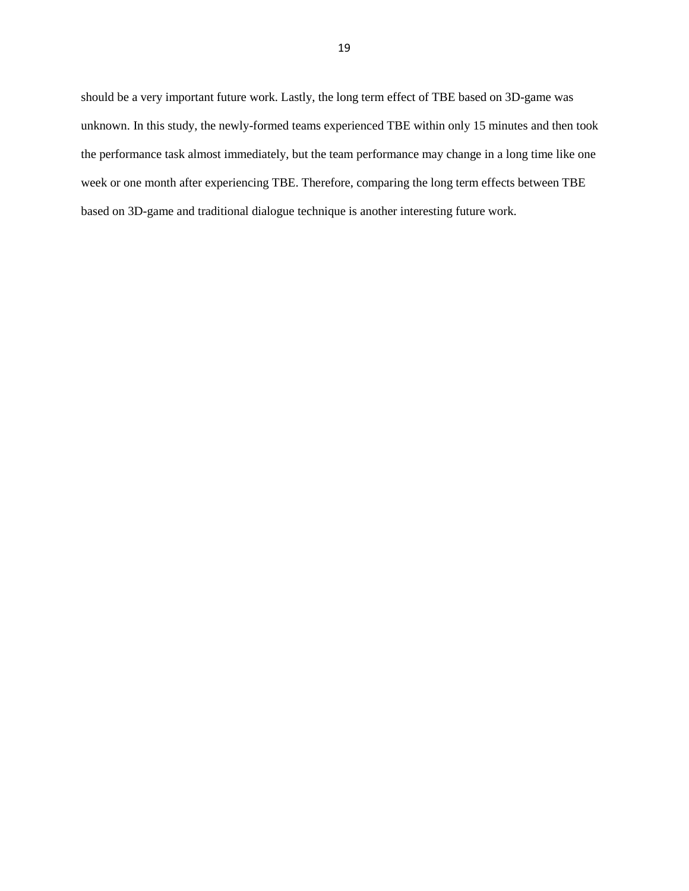should be a very important future work. Lastly, the long term effect of TBE based on 3D-game was unknown. In this study, the newly-formed teams experienced TBE within only 15 minutes and then took the performance task almost immediately, but the team performance may change in a long time like one week or one month after experiencing TBE. Therefore, comparing the long term effects between TBE based on 3D-game and traditional dialogue technique is another interesting future work.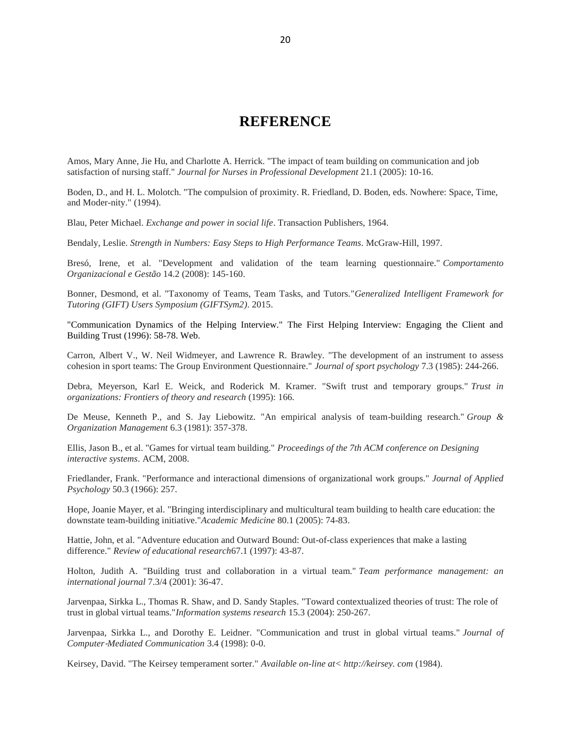# REFERENCE

Amos, Mary Anne, Jie Hu, and Charlotte A. Herrick. "The impact of team building on communication and job satisfaction of nursing staff." *Journal for Nurses in Professional Development* 21.1 (2005): 10-16.

Boden, D., and H. L. Molotch. "The compulsion of proximity. R. Friedland, D. Boden, eds. Nowhere: Space, Time, and Moder-nity." (1994).

Blau, Peter Michael. *Exchange and power in social life*. Transaction Publishers, 1964.

Bendaly, Leslie. *Strength in Numbers: Easy Steps to High Performance Teams*. McGraw-Hill, 1997.

Bresó, Irene, et al. "Development and validation of the team learning questionnaire." *Comportamento Organizacional e Gestão* 14.2 (2008): 145-160.

Bonner, Desmond, et al. "Taxonomy of Teams, Team Tasks, and Tutors."*Generalized Intelligent Framework for Tutoring (GIFT) Users Symposium (GIFTSym2)*. 2015.

"Communication Dynamics of the Helping Interview." The First Helping Interview: Engaging the Client and Building Trust (1996): 58-78. Web.

Carron, Albert V., W. Neil Widmeyer, and Lawrence R. Brawley. "The development of an instrument to assess cohesion in sport teams: The Group Environment Questionnaire." *Journal of sport psychology* 7.3 (1985): 244-266.

Debra, Meyerson, Karl E. Weick, and Roderick M. Kramer. "Swift trust and temporary groups." *Trust in organizations: Frontiers of theory and research* (1995): 166.

De Meuse, Kenneth P., and S. Jay Liebowitz. "An empirical analysis of team-building research." *Group & Organization Management* 6.3 (1981): 357-378.

Ellis, Jason B., et al. "Games for virtual team building." *Proceedings of the 7th ACM conference on Designing interactive systems*. ACM, 2008.

Friedlander, Frank. "Performance and interactional dimensions of organizational work groups." *Journal of Applied Psychology* 50.3 (1966): 257.

Hope, Joanie Mayer, et al. "Bringing interdisciplinary and multicultural team building to health care education: the downstate team-building initiative."*Academic Medicine* 80.1 (2005): 74-83.

Hattie, John, et al. "Adventure education and Outward Bound: Out-of-class experiences that make a lasting difference." *Review of educational research*67.1 (1997): 43-87.

Holton, Judith A. "Building trust and collaboration in a virtual team." *Team performance management: an international journal* 7.3/4 (2001): 36-47.

Jarvenpaa, Sirkka L., Thomas R. Shaw, and D. Sandy Staples. "Toward contextualized theories of trust: The role of trust in global virtual teams."*Information systems research* 15.3 (2004): 250-267.

Jarvenpaa, Sirkka L., and Dorothy E. Leidner. "Communication and trust in global virtual teams." *Journal of Computer‐Mediated Communication* 3.4 (1998): 0-0.

Keirsey, David. "The Keirsey temperament sorter." *Available on-line at< http://keirsey. com* (1984).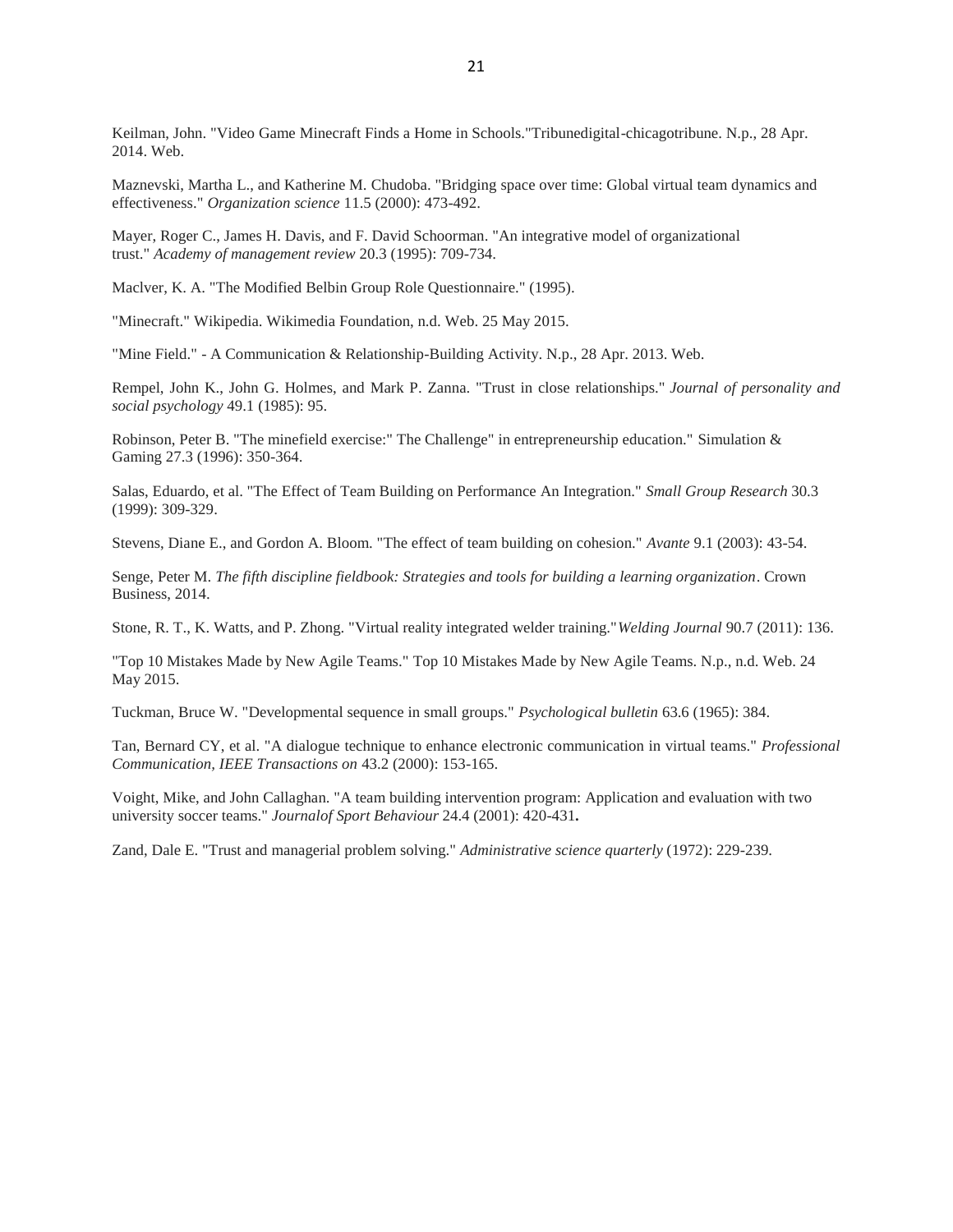Keilman, John. "Video Game Minecraft Finds a Home in Schools."Tribunedigital-chicagotribune. N.p., 28 Apr. 2014. Web.

Maznevski, Martha L., and Katherine M. Chudoba. "Bridging space over time: Global virtual team dynamics and effectiveness." *Organization science* 11.5 (2000): 473-492.

Mayer, Roger C., James H. Davis, and F. David Schoorman. "An integrative model of organizational trust." *Academy of management review* 20.3 (1995): 709-734.

Maclver, K. A. "The Modified Belbin Group Role Questionnaire." (1995).

"Minecraft." Wikipedia. Wikimedia Foundation, n.d. Web. 25 May 2015.

"Mine Field." - A Communication & Relationship-Building Activity. N.p., 28 Apr. 2013. Web.

Rempel, John K., John G. Holmes, and Mark P. Zanna. "Trust in close relationships." *Journal of personality and social psychology* 49.1 (1985): 95.

Robinson, Peter B. "The minefield exercise:" The Challenge" in entrepreneurship education." Simulation & Gaming 27.3 (1996): 350-364.

Salas, Eduardo, et al. "The Effect of Team Building on Performance An Integration." *Small Group Research* 30.3 (1999): 309-329.

Stevens, Diane E., and Gordon A. Bloom. "The effect of team building on cohesion." *Avante* 9.1 (2003): 43-54.

Senge, Peter M. *The fifth discipline fieldbook: Strategies and tools for building a learning organization*. Crown Business, 2014.

Stone, R. T., K. Watts, and P. Zhong. "Virtual reality integrated welder training."*Welding Journal* 90.7 (2011): 136.

"Top 10 Mistakes Made by New Agile Teams." Top 10 Mistakes Made by New Agile Teams. N.p., n.d. Web. 24 May 2015.

Tuckman, Bruce W. "Developmental sequence in small groups." *Psychological bulletin* 63.6 (1965): 384.

Tan, Bernard CY, et al. "A dialogue technique to enhance electronic communication in virtual teams." *Professional Communication, IEEE Transactions on* 43.2 (2000): 153-165.

Voight, Mike, and John Callaghan. "A team building intervention program: Application and evaluation with two university soccer teams." *Journalof Sport Behaviour* 24.4 (2001): 420-431**.**

Zand, Dale E. "Trust and managerial problem solving." *Administrative science quarterly* (1972): 229-239.